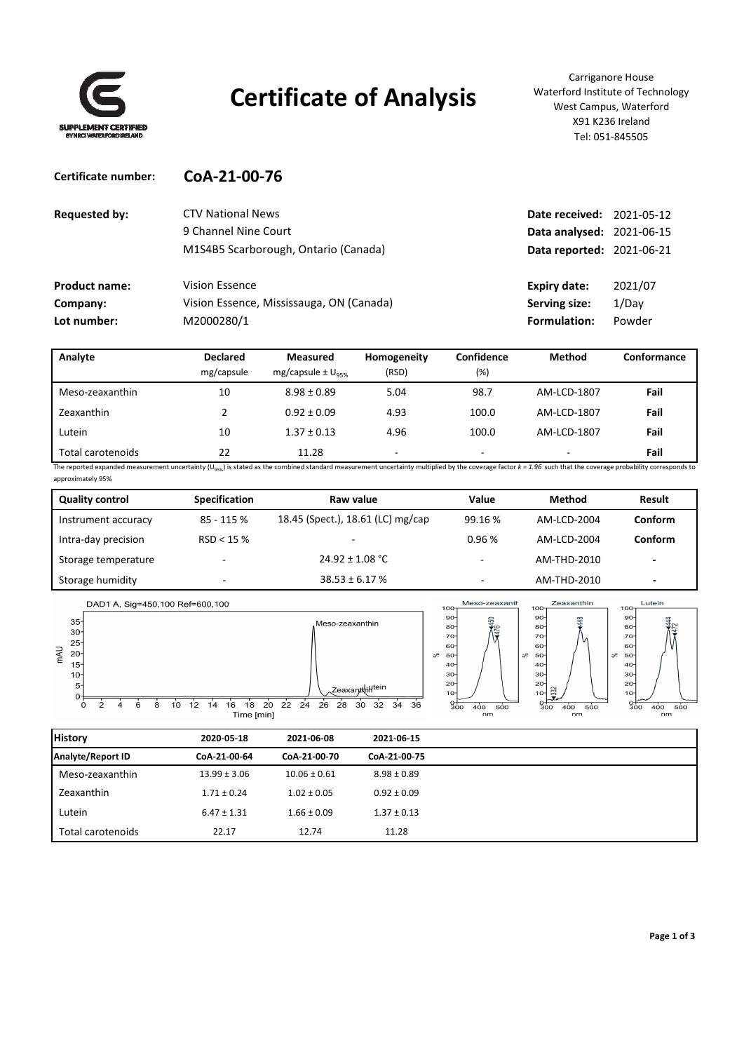SUPPLEMENT CERTIFIED BY NRCI WATERFORD IRELAND

# Certificate of Analysis

Carriganore House
Waterford Institute of Technology
West Campus, Waterford
X91 K236 Ireland
Tel: 051-845505

**Certificate number:** **CoA-21-00-76**

| | | | |
|---|---|---|---|
| **Requested by:** | CTV National News | **Date received:** | 2021-05-12 |
| | 9 Channel Nine Court | **Data analysed:** | 2021-06-15 |
| | M1S4B5 Scarborough, Ontario (Canada) | **Data reported:** | 2021-06-21 |
| **Product name:** | Vision Essence | **Expiry date:** | 2021/07 |
| **Company:** | Vision Essence, Mississauga, ON (Canada) | **Serving size:** | 1/Day |
| **Lot number:** | M2000280/1 | **Formulation:** | Powder |

| Analyte | Declared mg/capsule | Measured mg/capsule ± $U_{95\%}$ | Homogeneity (RSD) | Confidence (%) | Method | Conformance |
|---|---|---|---|---|---|---|
| Meso-zeaxanthin | 10 | 8.98 ± 0.89 | 5.04 | 98.7 | AM-LCD-1807 | **Fail** |
| Zeaxanthin | 2 | 0.92 ± 0.09 | 4.93 | 100.0 | AM-LCD-1807 | **Fail** |
| Lutein | 10 | 1.37 ± 0.13 | 4.96 | 100.0 | AM-LCD-1807 | **Fail** |
| Total carotenoids | 22 | 11.28 | - | - | - | **Fail** |

The reported expanded measurement uncertainty ($U_{95\%}$) is stated as the combined standard measurement uncertainty multiplied by the coverage factor $k = 1.96$ such that the coverage probability corresponds to approximately 95%

| Quality control | Specification | Raw value | Value | Method | Result |
|---|---|---|---|---|---|
| Instrument accuracy | 85 - 115 % | 18.45 (Spect.), 18.61 (LC) mg/cap | 99.16 % | AM-LCD-2004 | **Conform** |
| Intra-day precision | RSD < 15 % | - | 0.96 % | AM-LCD-2004 | **Conform** |
| Storage temperature | - | 24.92 ± 1.08 °C | - | AM-THD-2010 | - |
| Storage humidity | - | 38.53 ± 6.17 % | - | AM-THD-2010 | - |

| History | 2020-05-18 | 2021-06-08 | 2021-06-15 |
|---|---|---|---|
| **Analyte/Report ID** | **CoA-21-00-64** | **CoA-21-00-70** | **CoA-21-00-75** |
| Meso-zeaxanthin | 13.99 ± 3.06 | 10.06 ± 0.61 | 8.98 ± 0.89 |
| Zeaxanthin | 1.71 ± 0.24 | 1.02 ± 0.05 | 0.92 ± 0.09 |
| Lutein | 6.47 ± 1.31 | 1.66 ± 0.09 | 1.37 ± 0.13 |
| Total carotenoids | 22.17 | 12.74 | 11.28 |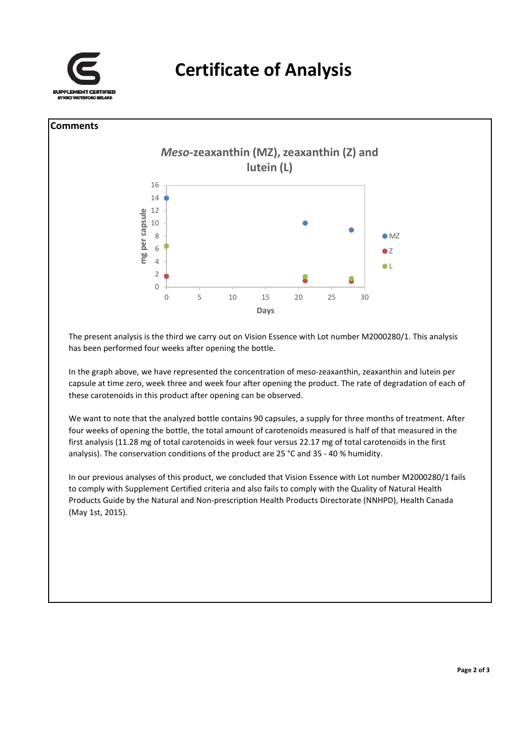# Certificate of Analysis

## Comments

The present analysis is the third we carry out on Vision Essence with Lot number M2000280/1. This analysis has been performed four weeks after opening the bottle.

In the graph above, we have represented the concentration of meso-zeaxanthin, zeaxanthin and lutein per capsule at time zero, week three and week four after opening the product. The rate of degradation of each of these carotenoids in this product after opening can be observed.

We want to note that the analyzed bottle contains 90 capsules, a supply for three months of treatment. After four weeks of opening the bottle, the total amount of carotenoids measured is half of that measured in the first analysis (11.28 mg of total carotenoids in week four versus 22.17 mg of total carotenoids in the first analysis). The conservation conditions of the product are 25 °C and 35 - 40 % humidity.

In our previous analyses of this product, we concluded that Vision Essence with Lot number M2000280/1 fails to comply with Supplement Certified criteria and also fails to comply with the Quality of Natural Health Products Guide by the Natural and Non-prescription Health Products Directorate (NNHPD), Health Canada (May 1st, 2015).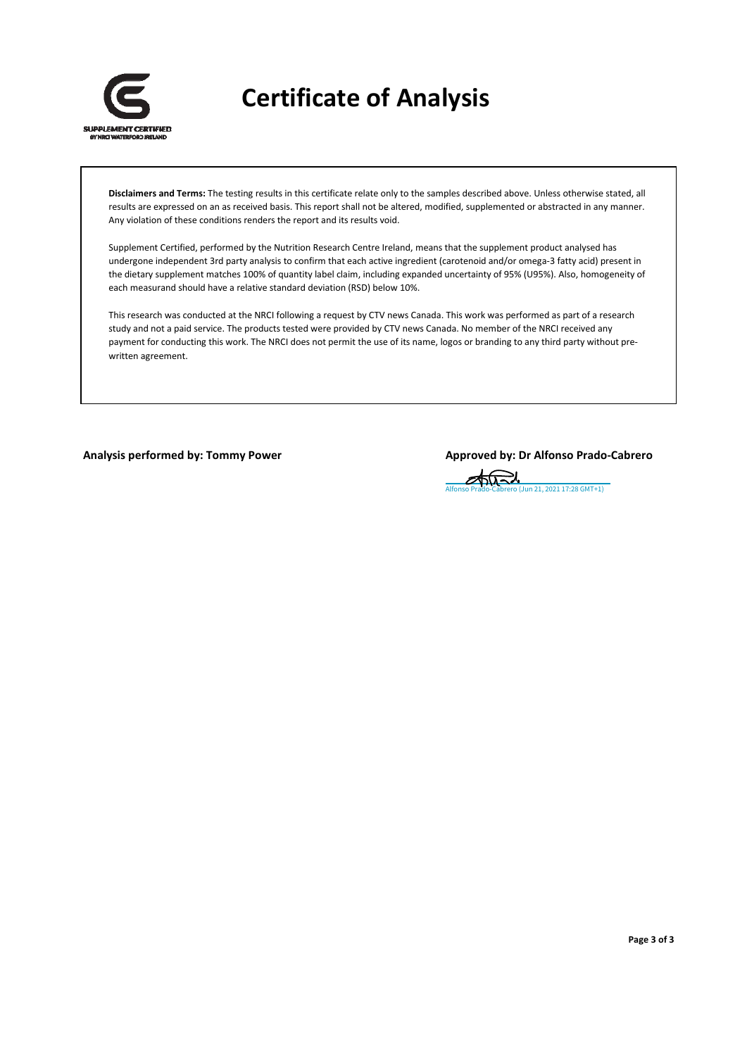# Certificate of Analysis

**Disclaimers and Terms:** The testing results in this certificate relate only to the samples described above. Unless otherwise stated, all results are expressed on an as received basis. This report shall not be altered, modified, supplemented or abstracted in any manner. Any violation of these conditions renders the report and its results void.

Supplement Certified, performed by the Nutrition Research Centre Ireland, means that the supplement product analysed has undergone independent 3rd party analysis to confirm that each active ingredient (carotenoid and/or omega-3 fatty acid) present in the dietary supplement matches 100% of quantity label claim, including expanded uncertainty of 95% (U95%). Also, homogeneity of each measurand should have a relative standard deviation (RSD) below 10%.

This research was conducted at the NRCI following a request by CTV news Canada. This work was performed as part of a research study and not a paid service. The products tested were provided by CTV news Canada. No member of the NRCI received any payment for conducting this work. The NRCI does not permit the use of its name, logos or branding to any third party without pre-written agreement.

**Analysis performed by: Tommy Power**

**Approved by: Dr Alfonso Prado-Cabrero**

Alfonso Prado-Cabrero (Jun 21, 2021 17:28 GMT+1)